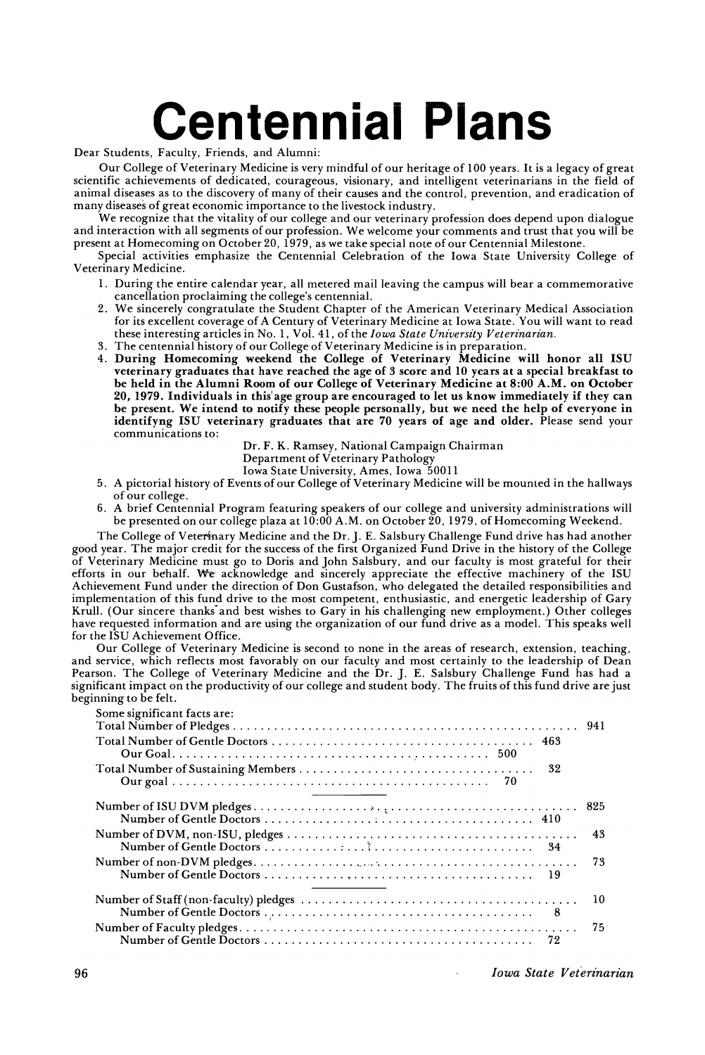# Centennial Plans

Dear Students, Faculty, Friends, and Alumni:

Our College of Veterinary Medicine is very mindful of our heritage of 100 years. It is a legacy of great scientific achievements of dedicated, courageous, visionary, and intelligent veterinarians in the field of animal diseases as to the discovery of many of their causes and the control, prevention, and eradication of many diseases of great economic importance to the livestock industry.

We recognize that the vitality of our college and our veterinary profession does depend upon dialogue and interaction with all segments of our profession. We welcome your comments and trust that you will be present at Homecoming on October 20, 1979, as we take special note of our Centennial Milestone.

Special activities emphasize the Centennial Celebration of the Iowa State University College of Veterinary Medicine.

1. During the entire calendar year, all metered mail leaving the campus will bear a commemorative cancellation proclaiming the college's centennial.
2. We sincerely congratulate the Student Chapter of the American Veterinary Medical Association for its excellent coverage of A Century of Veterinary Medicine at Iowa State. You will want to read these interesting articles in No. 1, Vol. 41, of the *Iowa State University Veterinarian*.
3. The centennial history of our College of Veterinary Medicine is in preparation.
4. **During Homecoming weekend the College of Veterinary Medicine will honor all ISU veterinary graduates that have reached the age of 3 score and 10 years at a special breakfast to be held in the Alumni Room of our College of Veterinary Medicine at 8:00 A.M. on October 20, 1979. Individuals in this age group are encouraged to let us know immediately if they can be present. We intend to notify these people personally, but we need the help of everyone in identifyng ISU veterinary graduates that are 70 years of age and older.** Please send your communications to:

   Dr. F. K. Ramsey, National Campaign Chairman
   Department of Veterinary Pathology
   Iowa State University, Ames, Iowa 50011
5. A pictorial history of Events of our College of Veterinary Medicine will be mounted in the hallways of our college.
6. A brief Centennial Program featuring speakers of our college and university administrations will be presented on our college plaza at 10:00 A.M. on October 20, 1979, of Homecoming Weekend.

The College of Veterinary Medicine and the Dr. J. E. Salsbury Challenge Fund drive has had another good year. The major credit for the success of the first Organized Fund Drive in the history of the College of Veterinary Medicine must go to Doris and John Salsbury, and our faculty is most grateful for their efforts in our behalf. We acknowledge and sincerely appreciate the effective machinery of the ISU Achievement Fund under the direction of Don Gustafson, who delegated the detailed responsibilities and implementation of this fund drive to the most competent, enthusiastic, and energetic leadership of Gary Krull. (Our sincere thanks and best wishes to Gary in his challenging new employment.) Other colleges have requested information and are using the organization of our fund drive as a model. This speaks well for the ISU Achievement Office.

Our College of Veterinary Medicine is second to none in the areas of research, extension, teaching, and service, which reflects most favorably on our faculty and most certainly to the leadership of Dean Pearson. The College of Veterinary Medicine and the Dr. J. E. Salsbury Challenge Fund has had a significant impact on the productivity of our college and student body. The fruits of this fund drive are just beginning to be felt.

Some significant facts are:

| | | | |
|---|---|---|---|
| Total Number of Pledges | | | 941 |
| Total Number of Gentle Doctors | | 463 | |
| Our Goal | 500 | | |
| Total Number of Sustaining Members | | 32 | |
| Our goal | 70 | | |
| Number of ISU DVM pledges | | | 825 |
| Number of Gentle Doctors | | 410 | |
| Number of DVM, non-ISU, pledges | | | 43 |
| Number of Gentle Doctors | | 34 | |
| Number of non-DVM pledges | | | 73 |
| Number of Gentle Doctors | | 19 | |
| Number of Staff (non-faculty) pledges | | | 10 |
| Number of Gentle Doctors | | 8 | |
| Number of Faculty pledges | | | 75 |
| Number of Gentle Doctors | | 72 | |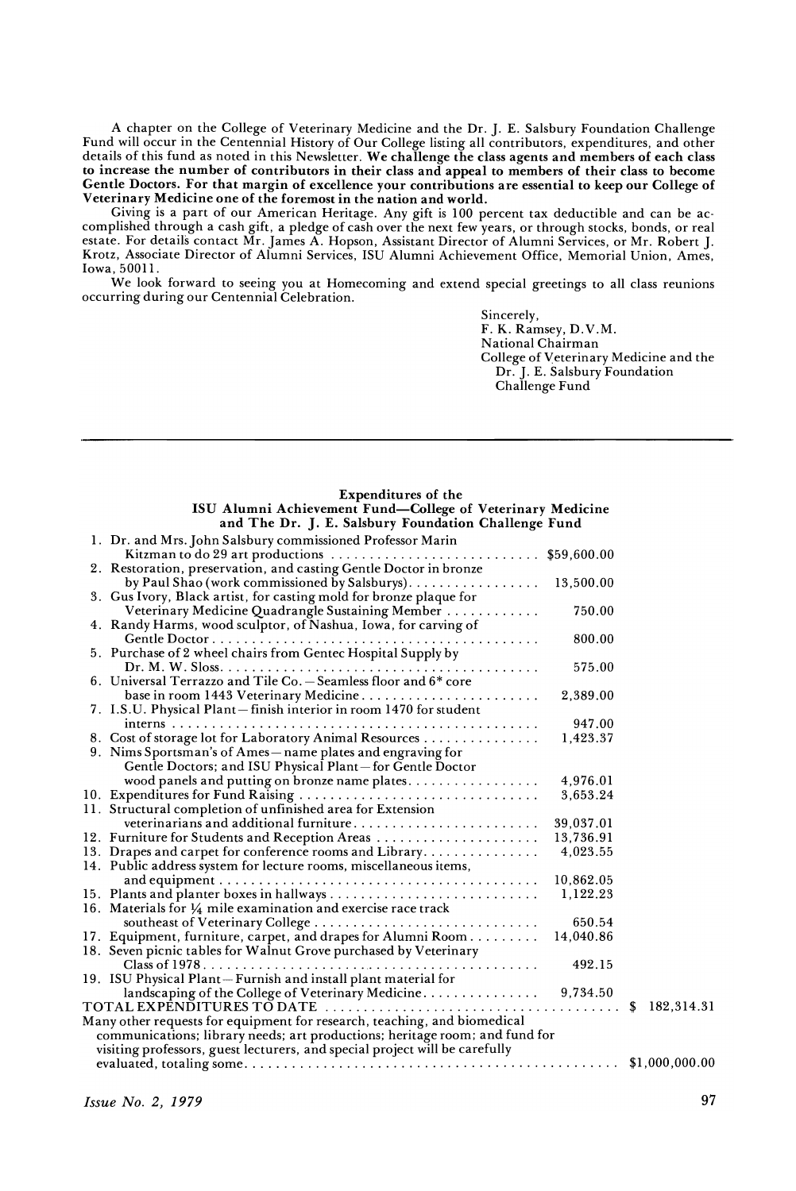A chapter on the College of Veterinary Medicine and the Dr. J. E. Salsbury Foundation Challenge Fund will occur in the Centennial History of Our College listing all contributors, expenditures, and other details of this fund as noted in this Newsletter. **We challenge the class agents and members of each class to increase the number of contributors in their class and appeal to members of their class to become Gentle Doctors. For that margin of excellence your contributions are essential to keep our College of Veterinary Medicine one of the foremost in the nation and world.**

Giving is a part of our American Heritage. Any gift is 100 percent tax deductible and can be accomplished through a cash gift, a pledge of cash over the next few years, or through stocks, bonds, or real estate. For details contact Mr. James A. Hopson, Assistant Director of Alumni Services, or Mr. Robert J. Krotz, Associate Director of Alumni Services, ISU Alumni Achievement Office, Memorial Union, Ames, Iowa, 50011.

We look forward to seeing you at Homecoming and extend special greetings to all class reunions occurring during our Centennial Celebration.

Sincerely,
F. K. Ramsey, D.V.M.
National Chairman
College of Veterinary Medicine and the Dr. J. E. Salsbury Foundation Challenge Fund

---

**Expenditures of the ISU Alumni Achievement Fund—College of Veterinary Medicine and The Dr. J. E. Salsbury Foundation Challenge Fund**

| | | |
|---|---|---|
| 1. Dr. and Mrs. John Salsbury commissioned Professor Marin Kitzman to do 29 art productions | $59,600.00 | |
| 2. Restoration, preservation, and casting Gentle Doctor in bronze by Paul Shao (work commissioned by Salsburys) | 13,500.00 | |
| 3. Gus Ivory, Black artist, for casting mold for bronze plaque for Veterinary Medicine Quadrangle Sustaining Member | 750.00 | |
| 4. Randy Harms, wood sculptor, of Nashua, Iowa, for carving of Gentle Doctor | 800.00 | |
| 5. Purchase of 2 wheel chairs from Gentec Hospital Supply by Dr. M. W. Sloss | 575.00 | |
| 6. Universal Terrazzo and Tile Co. — Seamless floor and 6* core base in room 1443 Veterinary Medicine | 2,389.00 | |
| 7. I.S.U. Physical Plant — finish interior in room 1470 for student interns | 947.00 | |
| 8. Cost of storage lot for Laboratory Animal Resources | 1,423.37 | |
| 9. Nims Sportsman's of Ames — name plates and engraving for Gentle Doctors; and ISU Physical Plant — for Gentle Doctor wood panels and putting on bronze name plates | 4,976.01 | |
| 10. Expenditures for Fund Raising | 3,653.24 | |
| 11. Structural completion of unfinished area for Extension veterinarians and additional furniture | 39,037.01 | |
| 12. Furniture for Students and Reception Areas | 13,736.91 | |
| 13. Drapes and carpet for conference rooms and Library | 4,023.55 | |
| 14. Public address system for lecture rooms, miscellaneous items, and equipment | 10,862.05 | |
| 15. Plants and planter boxes in hallways | 1,122.23 | |
| 16. Materials for ¼ mile examination and exercise race track southeast of Veterinary College | 650.54 | |
| 17. Equipment, furniture, carpet, and drapes for Alumni Room | 14,040.86 | |
| 18. Seven picnic tables for Walnut Grove purchased by Veterinary Class of 1978 | 492.15 | |
| 19. ISU Physical Plant — Furnish and install plant material for landscaping of the College of Veterinary Medicine | 9,734.50 | |
| TOTAL EXPENDITURES TO DATE | | $ 182,314.31 |
| Many other requests for equipment for research, teaching, and biomedical communications; library needs; art productions; heritage room; and fund for visiting professors, guest lecturers, and special project will be carefully evaluated, totaling some | | $1,000,000.00 |